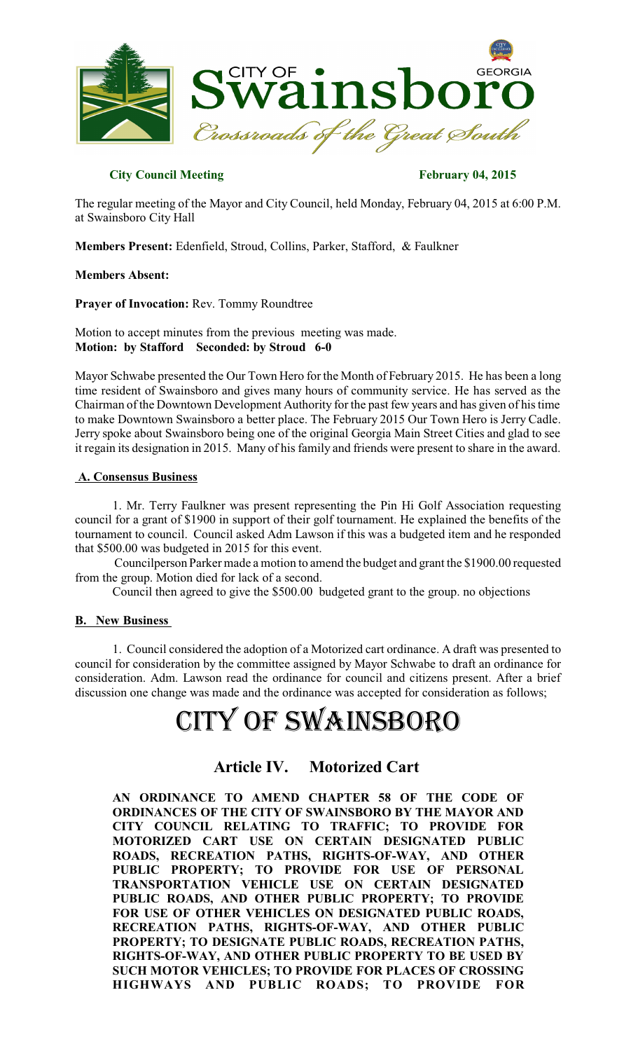CITY OF Swainsboro GEORGIA

*Crossroads of the Great South*

**City Council Meeting** **February 04, 2015**

The regular meeting of the Mayor and City Council, held Monday, February 04, 2015 at 6:00 P.M. at Swainsboro City Hall

**Members Present:** Edenfield, Stroud, Collins, Parker, Stafford, & Faulkner

**Members Absent:**

**Prayer of Invocation:** Rev. Tommy Roundtree

Motion to accept minutes from the previous meeting was made.
**Motion: by Stafford Seconded: by Stroud 6-0**

Mayor Schwabe presented the Our Town Hero for the Month of February 2015. He has been a long time resident of Swainsboro and gives many hours of community service. He has served as the Chairman of the Downtown Development Authority for the past few years and has given of his time to make Downtown Swainsboro a better place. The February 2015 Our Town Hero is Jerry Cadle. Jerry spoke about Swainsboro being one of the original Georgia Main Street Cities and glad to see it regain its designation in 2015. Many of his family and friends were present to share in the award.

**A. Consensus Business**

1. Mr. Terry Faulkner was present representing the Pin Hi Golf Association requesting council for a grant of $1900 in support of their golf tournament. He explained the benefits of the tournament to council. Council asked Adm Lawson if this was a budgeted item and he responded that $500.00 was budgeted in 2015 for this event.

Councilperson Parker made a motion to amend the budget and grant the $1900.00 requested from the group. Motion died for lack of a second.

Council then agreed to give the $500.00 budgeted grant to the group. no objections

**B. New Business**

1. Council considered the adoption of a Motorized cart ordinance. A draft was presented to council for consideration by the committee assigned by Mayor Schwabe to draft an ordinance for consideration. Adm. Lawson read the ordinance for council and citizens present. After a brief discussion one change was made and the ordinance was accepted for consideration as follows;

# CITY OF SWAINSBORO

## Article IV. Motorized Cart

**AN ORDINANCE TO AMEND CHAPTER 58 OF THE CODE OF ORDINANCES OF THE CITY OF SWAINSBORO BY THE MAYOR AND CITY COUNCIL RELATING TO TRAFFIC; TO PROVIDE FOR MOTORIZED CART USE ON CERTAIN DESIGNATED PUBLIC ROADS, RECREATION PATHS, RIGHTS-OF-WAY, AND OTHER PUBLIC PROPERTY; TO PROVIDE FOR USE OF PERSONAL TRANSPORTATION VEHICLE USE ON CERTAIN DESIGNATED PUBLIC ROADS, AND OTHER PUBLIC PROPERTY; TO PROVIDE FOR USE OF OTHER VEHICLES ON DESIGNATED PUBLIC ROADS, RECREATION PATHS, RIGHTS-OF-WAY, AND OTHER PUBLIC PROPERTY; TO DESIGNATE PUBLIC ROADS, RECREATION PATHS, RIGHTS-OF-WAY, AND OTHER PUBLIC PROPERTY TO BE USED BY SUCH MOTOR VEHICLES; TO PROVIDE FOR PLACES OF CROSSING HIGHWAYS AND PUBLIC ROADS; TO PROVIDE FOR**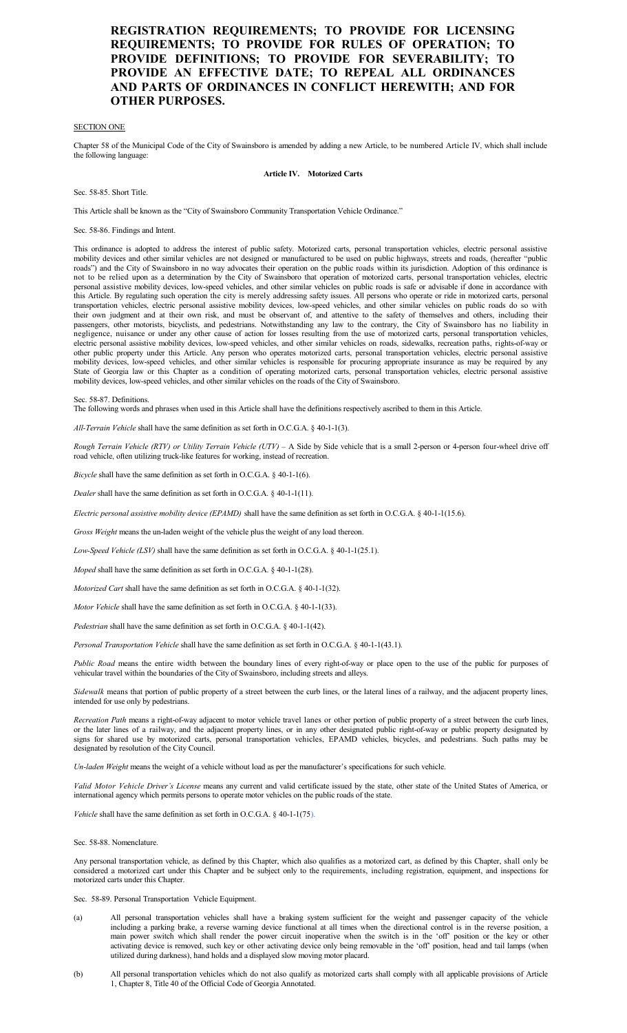# REGISTRATION REQUIREMENTS; TO PROVIDE FOR LICENSING REQUIREMENTS; TO PROVIDE FOR RULES OF OPERATION; TO PROVIDE DEFINITIONS; TO PROVIDE FOR SEVERABILITY; TO PROVIDE AN EFFECTIVE DATE; TO REPEAL ALL ORDINANCES AND PARTS OF ORDINANCES IN CONFLICT HEREWITH; AND FOR OTHER PURPOSES.

SECTION ONE

Chapter 58 of the Municipal Code of the City of Swainsboro is amended by adding a new Article, to be numbered Article IV, which shall include the following language:

**Article IV. Motorized Carts**

Sec. 58-85. Short Title.

This Article shall be known as the "City of Swainsboro Community Transportation Vehicle Ordinance."

Sec. 58-86. Findings and Intent.

This ordinance is adopted to address the interest of public safety. Motorized carts, personal transportation vehicles, electric personal assistive mobility devices and other similar vehicles are not designed or manufactured to be used on public highways, streets and roads, (hereafter "public roads") and the City of Swainsboro in no way advocates their operation on the public roads within its jurisdiction. Adoption of this ordinance is not to be relied upon as a determination by the City of Swainsboro that operation of motorized carts, personal transportation vehicles, electric personal assistive mobility devices, low-speed vehicles, and other similar vehicles on public roads is safe or advisable if done in accordance with this Article. By regulating such operation the city is merely addressing safety issues. All persons who operate or ride in motorized carts, personal transportation vehicles, electric personal assistive mobility devices, low-speed vehicles, and other similar vehicles on public roads do so with their own judgment and at their own risk, and must be observant of, and attentive to the safety of themselves and others, including their passengers, other motorists, bicyclists, and pedestrians. Notwithstanding any law to the contrary, the City of Swainsboro has no liability in negligence, nuisance or under any other cause of action for losses resulting from the use of motorized carts, personal transportation vehicles, electric personal assistive mobility devices, low-speed vehicles, and other similar vehicles on roads, sidewalks, recreation paths, rights-of-way or other public property under this Article. Any person who operates motorized carts, personal transportation vehicles, electric personal assistive mobility devices, low-speed vehicles, and other similar vehicles is responsible for procuring appropriate insurance as may be required by any State of Georgia law or this Chapter as a condition of operating motorized carts, personal transportation vehicles, electric personal assistive mobility devices, low-speed vehicles, and other similar vehicles on the roads of the City of Swainsboro.

Sec. 58-87. Definitions.
The following words and phrases when used in this Article shall have the definitions respectively ascribed to them in this Article.

*All-Terrain Vehicle* shall have the same definition as set forth in O.C.G.A. § 40-1-1(3).

*Rough Terrain Vehicle (RTV) or Utility Terrain Vehicle (UTV)* – A Side by Side vehicle that is a small 2-person or 4-person four-wheel drive off road vehicle, often utilizing truck-like features for working, instead of recreation.

*Bicycle* shall have the same definition as set forth in O.C.G.A. § 40-1-1(6).

*Dealer* shall have the same definition as set forth in O.C.G.A. § 40-1-1(11).

*Electric personal assistive mobility device (EPAMD)* shall have the same definition as set forth in O.C.G.A. § 40-1-1(15.6).

*Gross Weight* means the un-laden weight of the vehicle plus the weight of any load thereon.

*Low-Speed Vehicle (LSV)* shall have the same definition as set forth in O.C.G.A. § 40-1-1(25.1).

*Moped* shall have the same definition as set forth in O.C.G.A. § 40-1-1(28).

*Motorized Cart* shall have the same definition as set forth in O.C.G.A. § 40-1-1(32).

*Motor Vehicle* shall have the same definition as set forth in O.C.G.A. § 40-1-1(33).

*Pedestrian* shall have the same definition as set forth in O.C.G.A. § 40-1-1(42).

*Personal Transportation Vehicle* shall have the same definition as set forth in O.C.G.A. § 40-1-1(43.1).

*Public Road* means the entire width between the boundary lines of every right-of-way or place open to the use of the public for purposes of vehicular travel within the boundaries of the City of Swainsboro, including streets and alleys.

*Sidewalk* means that portion of public property of a street between the curb lines, or the lateral lines of a railway, and the adjacent property lines, intended for use only by pedestrians.

*Recreation Path* means a right-of-way adjacent to motor vehicle travel lanes or other portion of public property of a street between the curb lines, or the later lines of a railway, and the adjacent property lines, or in any other designated public right-of-way or public property designated by signs for shared use by motorized carts, personal transportation vehicles, EPAMD vehicles, bicycles, and pedestrians. Such paths may be designated by resolution of the City Council.

*Un-laden Weight* means the weight of a vehicle without load as per the manufacturer's specifications for such vehicle.

*Valid Motor Vehicle Driver's License* means any current and valid certificate issued by the state, other state of the United States of America, or international agency which permits persons to operate motor vehicles on the public roads of the state.

*Vehicle* shall have the same definition as set forth in O.C.G.A. § 40-1-1(75).

Sec. 58-88. Nomenclature.

Any personal transportation vehicle, as defined by this Chapter, which also qualifies as a motorized cart, as defined by this Chapter, shall only be considered a motorized cart under this Chapter and be subject only to the requirements, including registration, equipment, and inspections for motorized carts under this Chapter.

Sec. 58-89. Personal Transportation Vehicle Equipment.

(a) All personal transportation vehicles shall have a braking system sufficient for the weight and passenger capacity of the vehicle including a parking brake, a reverse warning device functional at all times when the directional control is in the reverse position, a main power switch which shall render the power circuit inoperative when the switch is in the 'off' position or the key or other activating device is removed, such key or other activating device only being removable in the 'off' position, head and tail lamps (when utilized during darkness), hand holds and a displayed slow moving motor placard.

(b) All personal transportation vehicles which do not also qualify as motorized carts shall comply with all applicable provisions of Article 1, Chapter 8, Title 40 of the Official Code of Georgia Annotated.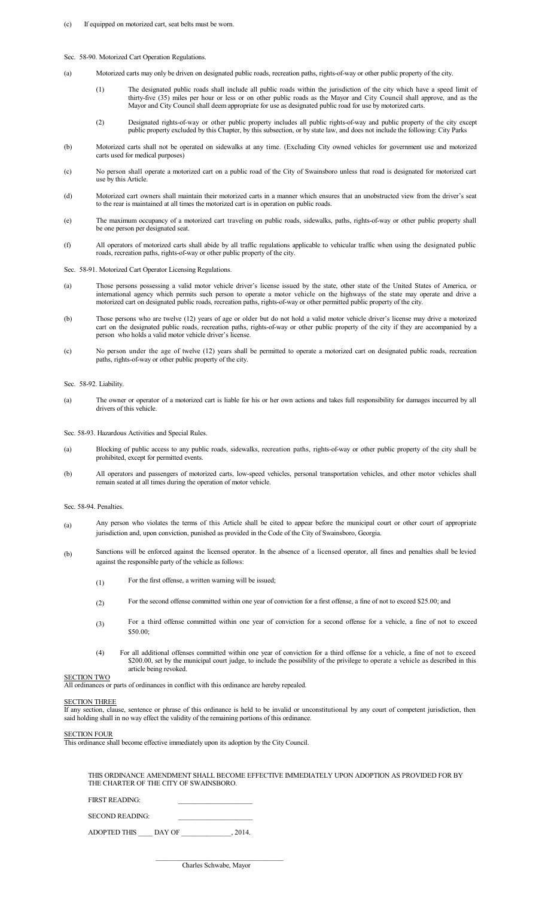(c) If equipped on motorized cart, seat belts must be worn.

Sec. 58-90. Motorized Cart Operation Regulations.

(a) Motorized carts may only be driven on designated public roads, recreation paths, rights-of-way or other public property of the city.

(1) The designated public roads shall include all public roads within the jurisdiction of the city which have a speed limit of thirty-five (35) miles per hour or less or on other public roads as the Mayor and City Council shall approve, and as the Mayor and City Council shall deem appropriate for use as designated public road for use by motorized carts.

(2) Designated rights-of-way or other public property includes all public rights-of-way and public property of the city except public property excluded by this Chapter, by this subsection, or by state law, and does not include the following: City Parks

(b) Motorized carts shall not be operated on sidewalks at any time. (Excluding City owned vehicles for government use and motorized carts used for medical purposes)

(c) No person shall operate a motorized cart on a public road of the City of Swainsboro unless that road is designated for motorized cart use by this Article.

(d) Motorized cart owners shall maintain their motorized carts in a manner which ensures that an unobstructed view from the driver's seat to the rear is maintained at all times the motorized cart is in operation on public roads.

(e) The maximum occupancy of a motorized cart traveling on public roads, sidewalks, paths, rights-of-way or other public property shall be one person per designated seat.

(f) All operators of motorized carts shall abide by all traffic regulations applicable to vehicular traffic when using the designated public roads, recreation paths, rights-of-way or other public property of the city.

Sec. 58-91. Motorized Cart Operator Licensing Regulations.

(a) Those persons possessing a valid motor vehicle driver's license issued by the state, other state of the United States of America, or international agency which permits such person to operate a motor vehicle on the highways of the state may operate and drive a motorized cart on designated public roads, recreation paths, rights-of-way or other permitted public property of the city.

(b) Those persons who are twelve (12) years of age or older but do not hold a valid motor vehicle driver's license may drive a motorized cart on the designated public roads, recreation paths, rights-of-way or other public property of the city if they are accompanied by a person who holds a valid motor vehicle driver's license.

(c) No person under the age of twelve (12) years shall be permitted to operate a motorized cart on designated public roads, recreation paths, rights-of-way or other public property of the city.

Sec. 58-92. Liability.

(a) The owner or operator of a motorized cart is liable for his or her own actions and takes full responsibility for damages inccurred by all drivers of this vehicle.

Sec. 58-93. Hazardous Activities and Special Rules.

(a) Blocking of public access to any public roads, sidewalks, recreation paths, rights-of-way or other public property of the city shall be prohibited, except for permitted events.

(b) All operators and passengers of motorized carts, low-speed vehicles, personal transportation vehicles, and other motor vehicles shall remain seated at all times during the operation of motor vehicle.

Sec. 58-94. Penalties.

(a) Any person who violates the terms of this Article shall be cited to appear before the municipal court or other court of appropriate jurisdiction and, upon conviction, punished as provided in the Code of the City of Swainsboro, Georgia.

(b) Sanctions will be enforced against the licensed operator. In the absence of a licensed operator, all fines and penalties shall be levied against the responsible party of the vehicle as follows:

(1) For the first offense, a written warning will be issued;

(2) For the second offense committed within one year of conviction for a first offense, a fine of not to exceed $25.00; and

(3) For a third offense committed within one year of conviction for a second offense for a vehicle, a fine of not to exceed $50.00;

(4) For all additional offenses committed within one year of conviction for a third offense for a vehicle, a fine of not to exceed $200.00, set by the municipal court judge, to include the possibility of the privilege to operate a vehicle as described in this article being revoked.

SECTION TWO

All ordinances or parts of ordinances in conflict with this ordinance are hereby repealed.

SECTION THREE

If any section, clause, sentence or phrase of this ordinance is held to be invalid or unconstitutional by any court of competent jurisdiction, then said holding shall in no way effect the validity of the remaining portions of this ordinance.

SECTION FOUR

This ordinance shall become effective immediately upon its adoption by the City Council.

THIS ORDINANCE AMENDMENT SHALL BECOME EFFECTIVE IMMEDIATELY UPON ADOPTION AS PROVIDED FOR BY THE CHARTER OF THE CITY OF SWAINSBORO.

FIRST READING: ____________________

SECOND READING: ____________________

ADOPTED THIS ____ DAY OF ______________, 2014.

______________________________

Charles Schwabe, Mayor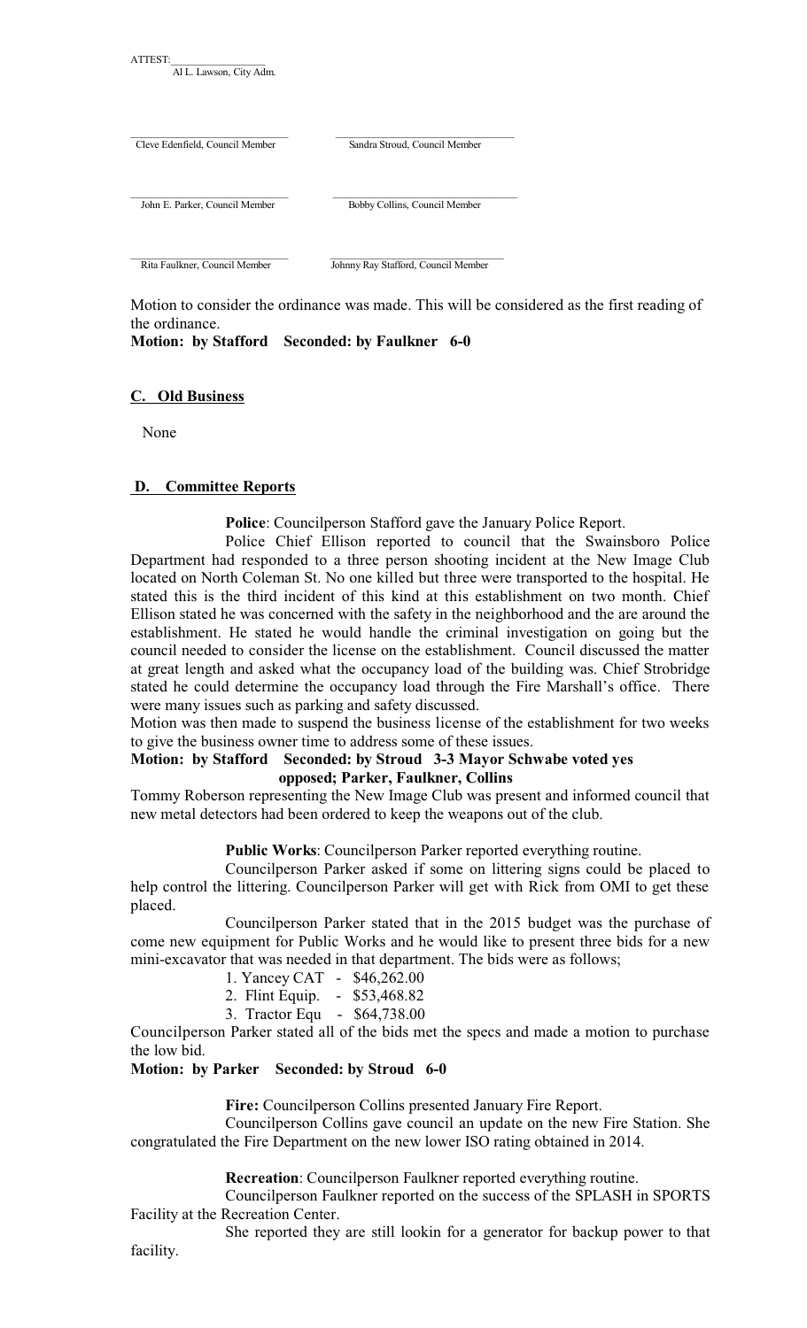ATTEST:\_\_\_\_\_\_\_\_\_\_\_\_\_\_\_\_\_
Al L. Lawson, City Adm.

| | |
|---|---|
| Cleve Edenfield, Council Member | Sandra Stroud, Council Member |
| John E. Parker, Council Member | Bobby Collins, Council Member |
| Rita Faulkner, Council Member | Johnny Ray Stafford, Council Member |

Motion to consider the ordinance was made. This will be considered as the first reading of the ordinance.

**Motion: by Stafford Seconded: by Faulkner 6-0**

**C. Old Business**

None

**D. Committee Reports**

**Police**: Councilperson Stafford gave the January Police Report.

Police Chief Ellison reported to council that the Swainsboro Police Department had responded to a three person shooting incident at the New Image Club located on North Coleman St. No one killed but three were transported to the hospital. He stated this is the third incident of this kind at this establishment on two month. Chief Ellison stated he was concerned with the safety in the neighborhood and the are around the establishment. He stated he would handle the criminal investigation on going but the council needed to consider the license on the establishment. Council discussed the matter at great length and asked what the occupancy load of the building was. Chief Strobridge stated he could determine the occupancy load through the Fire Marshall's office. There were many issues such as parking and safety discussed.

Motion was then made to suspend the business license of the establishment for two weeks to give the business owner time to address some of these issues.

**Motion: by Stafford Seconded: by Stroud 3-3 Mayor Schwabe voted yes**
**opposed; Parker, Faulkner, Collins**

Tommy Roberson representing the New Image Club was present and informed council that new metal detectors had been ordered to keep the weapons out of the club.

**Public Works**: Councilperson Parker reported everything routine.

Councilperson Parker asked if some on littering signs could be placed to help control the littering. Councilperson Parker will get with Rick from OMI to get these placed.

Councilperson Parker stated that in the 2015 budget was the purchase of come new equipment for Public Works and he would like to present three bids for a new mini-excavator that was needed in that department. The bids were as follows;

1. Yancey CAT - $46,262.00
2. Flint Equip. - $53,468.82
3. Tractor Equ - $64,738.00

Councilperson Parker stated all of the bids met the specs and made a motion to purchase the low bid.

**Motion: by Parker Seconded: by Stroud 6-0**

**Fire:** Councilperson Collins presented January Fire Report.

Councilperson Collins gave council an update on the new Fire Station. She congratulated the Fire Department on the new lower ISO rating obtained in 2014.

**Recreation**: Councilperson Faulkner reported everything routine.

Councilperson Faulkner reported on the success of the SPLASH in SPORTS Facility at the Recreation Center.

She reported they are still lookin for a generator for backup power to that facility.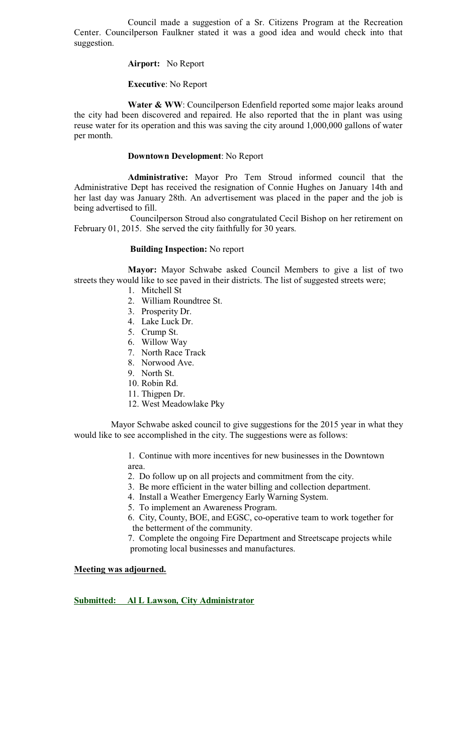Council made a suggestion of a Sr. Citizens Program at the Recreation Center. Councilperson Faulkner stated it was a good idea and would check into that suggestion.

**Airport:** No Report

**Executive**: No Report

**Water & WW**: Councilperson Edenfield reported some major leaks around the city had been discovered and repaired. He also reported that the in plant was using reuse water for its operation and this was saving the city around 1,000,000 gallons of water per month.

**Downtown Development**: No Report

**Administrative:** Mayor Pro Tem Stroud informed council that the Administrative Dept has received the resignation of Connie Hughes on January 14th and her last day was January 28th. An advertisement was placed in the paper and the job is being advertised to fill.

Councilperson Stroud also congratulated Cecil Bishop on her retirement on February 01, 2015. She served the city faithfully for 30 years.

**Building Inspection:** No report

**Mayor:** Mayor Schwabe asked Council Members to give a list of two streets they would like to see paved in their districts. The list of suggested streets were;

1. Mitchell St
2. William Roundtree St.
3. Prosperity Dr.
4. Lake Luck Dr.
5. Crump St.
6. Willow Way
7. North Race Track
8. Norwood Ave.
9. North St.
10. Robin Rd.
11. Thigpen Dr.
12. West Meadowlake Pky

Mayor Schwabe asked council to give suggestions for the 2015 year in what they would like to see accomplished in the city. The suggestions were as follows:

1. Continue with more incentives for new businesses in the Downtown area.
2. Do follow up on all projects and commitment from the city.
3. Be more efficient in the water billing and collection department.
4. Install a Weather Emergency Early Warning System.
5. To implement an Awareness Program.
6. City, County, BOE, and EGSC, co-operative team to work together for the betterment of the community.
7. Complete the ongoing Fire Department and Streetscape projects while promoting local businesses and manufactures.

**Meeting was adjourned.**

**Submitted: Al L Lawson, City Administrator**